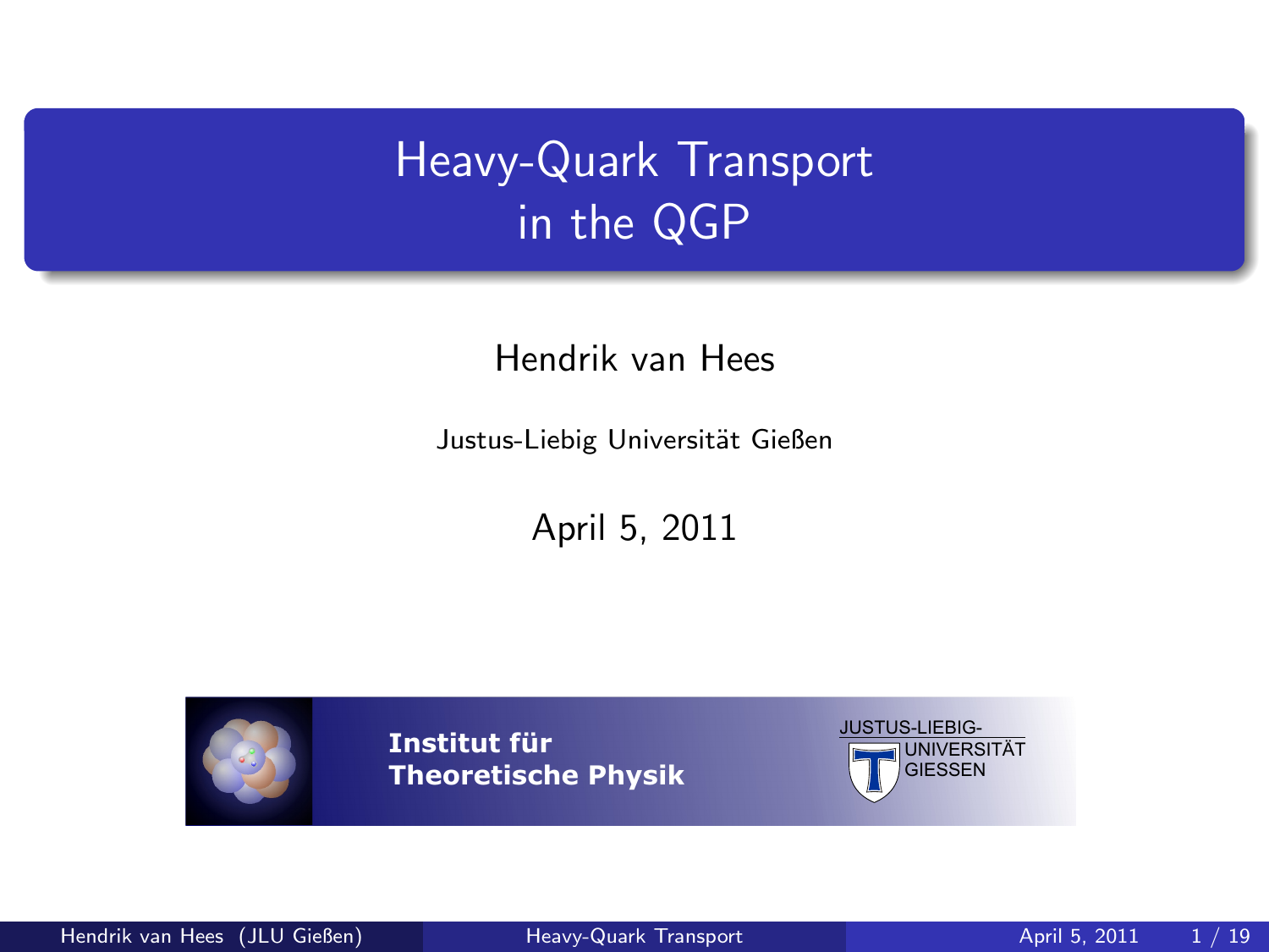# Heavy-Quark Transport in the QGP

Hendrik van Hees

Justus-Liebig Universität Gießen

April 5, 2011

**Institut für Theoretische Physik**

JUSTUS-LIEBIG-UNIVERSITÄT GIESSEN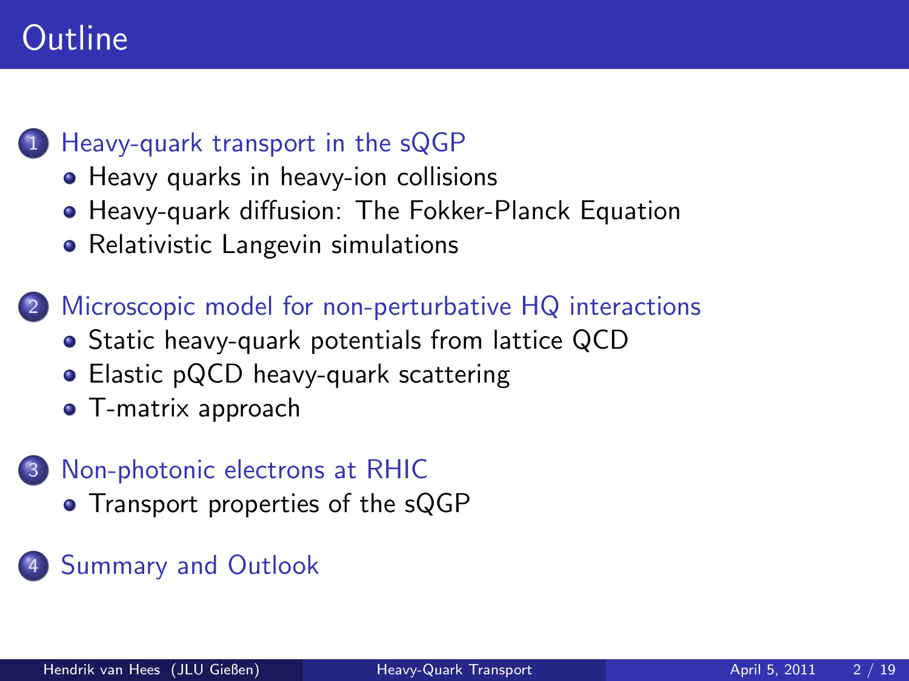# Outline

1. Heavy-quark transport in the sQGP
   - Heavy quarks in heavy-ion collisions
   - Heavy-quark diffusion: The Fokker-Planck Equation
   - Relativistic Langevin simulations

2. Microscopic model for non-perturbative HQ interactions
   - Static heavy-quark potentials from lattice QCD
   - Elastic pQCD heavy-quark scattering
   - T-matrix approach

3. Non-photonic electrons at RHIC
   - Transport properties of the sQGP

4. Summary and Outlook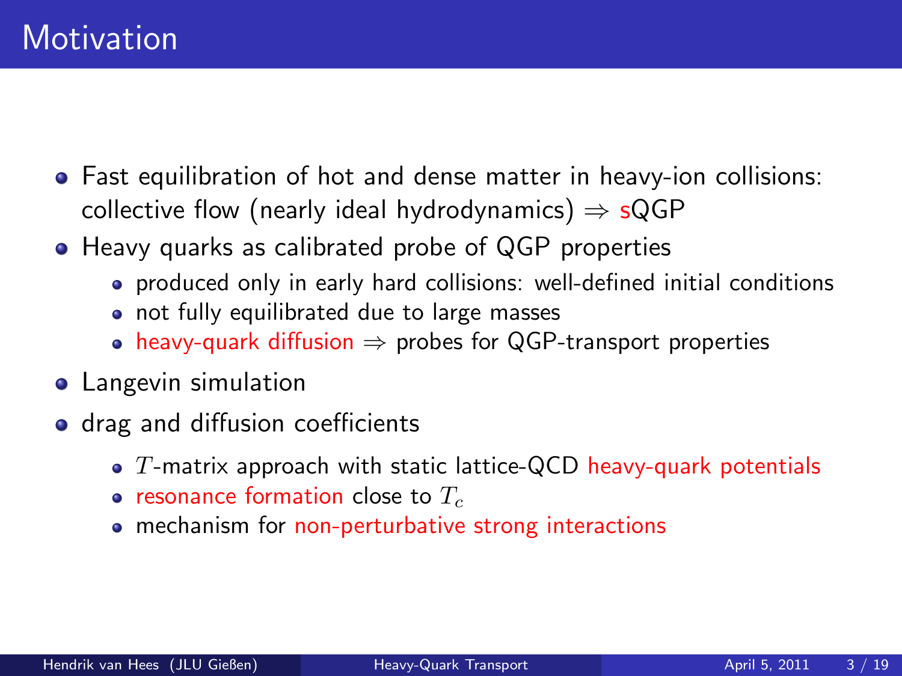# Motivation

- Fast equilibration of hot and dense matter in heavy-ion collisions: collective flow (nearly ideal hydrodynamics) $\Rightarrow$ sQGP
- Heavy quarks as calibrated probe of QGP properties
  - produced only in early hard collisions: well-defined initial conditions
  - not fully equilibrated due to large masses
  - heavy-quark diffusion $\Rightarrow$ probes for QGP-transport properties
- Langevin simulation
- drag and diffusion coefficients
  - $T$-matrix approach with static lattice-QCD heavy-quark potentials
  - resonance formation close to $T_c$
  - mechanism for non-perturbative strong interactions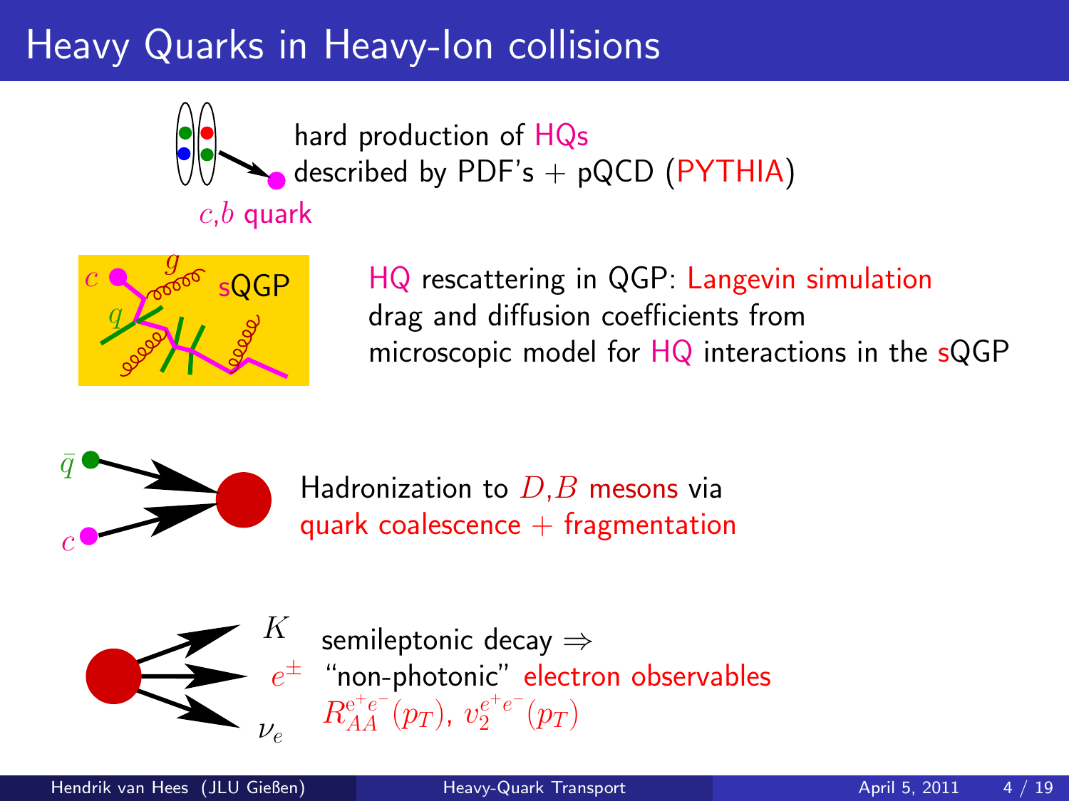# Heavy Quarks in Heavy-Ion collisions

$c$,$b$ quark

hard production of HQs
described by PDF's + pQCD (PYTHIA)

$c$ $g$ $q$ sQGP

HQ rescattering in QGP: Langevin simulation
drag and diffusion coefficients from
microscopic model for HQ interactions in the sQGP

$\bar{q}$ $c$

Hadronization to $D$,$B$ mesons via
quark coalescence + fragmentation

$K$ $e^{\pm}$ $\nu_e$

semileptonic decay ⇒
"non-photonic" electron observables
$R_{AA}^{e^+e^-}(p_T)$, $v_2^{e^+e^-}(p_T)$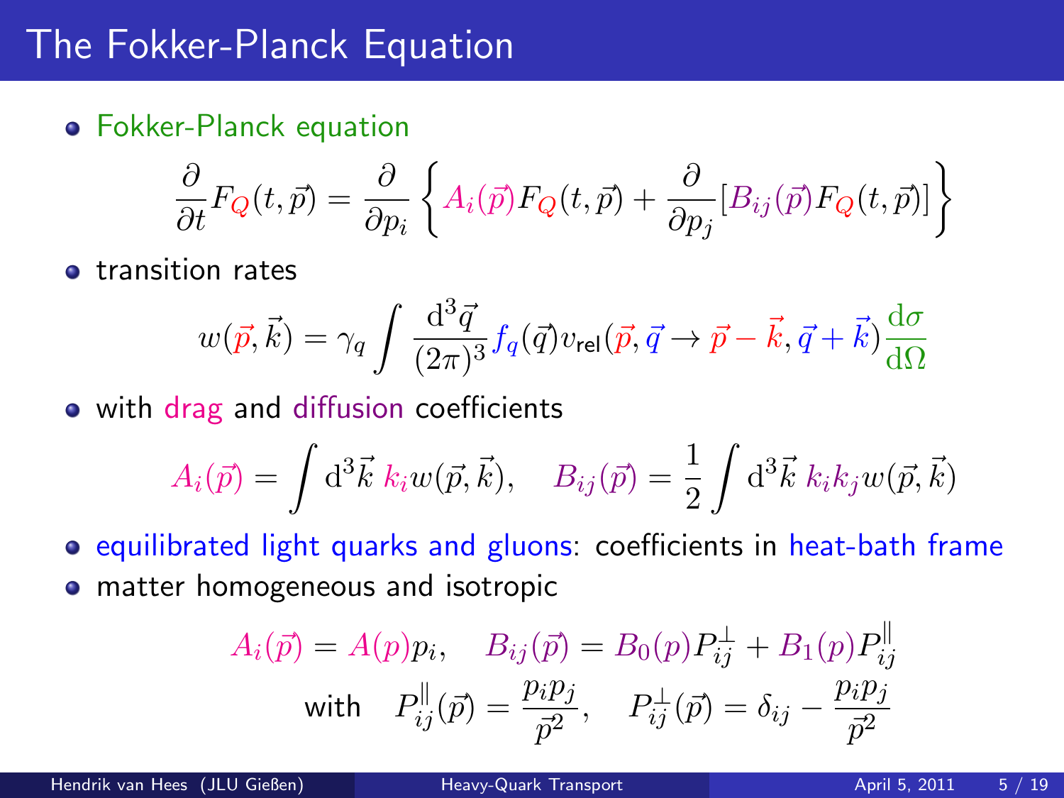# The Fokker-Planck Equation

- Fokker-Planck equation

$$\frac{\partial}{\partial t} F_Q(t, \vec{p}) = \frac{\partial}{\partial p_i} \left\{ A_i(\vec{p}) F_Q(t, \vec{p}) + \frac{\partial}{\partial p_j} [B_{ij}(\vec{p}) F_Q(t, \vec{p})] \right\}$$

- transition rates

$$w(\vec{p}, \vec{k}) = \gamma_q \int \frac{\mathrm{d}^3 \vec{q}}{(2\pi)^3} f_q(\vec{q}) v_{\text{rel}}(\vec{p}, \vec{q} \to \vec{p} - \vec{k}, \vec{q} + \vec{k}) \frac{\mathrm{d}\sigma}{\mathrm{d}\Omega}$$

- with drag and diffusion coefficients

$$A_i(\vec{p}) = \int \mathrm{d}^3 \vec{k} \; k_i w(\vec{p}, \vec{k}), \quad B_{ij}(\vec{p}) = \frac{1}{2} \int \mathrm{d}^3 \vec{k} \; k_i k_j w(\vec{p}, \vec{k})$$

- equilibrated light quarks and gluons: coefficients in heat-bath frame
- matter homogeneous and isotropic

$$A_i(\vec{p}) = A(p) p_i, \quad B_{ij}(\vec{p}) = B_0(p) P_{ij}^{\perp} + B_1(p) P_{ij}^{\parallel}$$

$$\text{with} \quad P_{ij}^{\parallel}(\vec{p}) = \frac{p_i p_j}{\vec{p}^2}, \quad P_{ij}^{\perp}(\vec{p}) = \delta_{ij} - \frac{p_i p_j}{\vec{p}^2}$$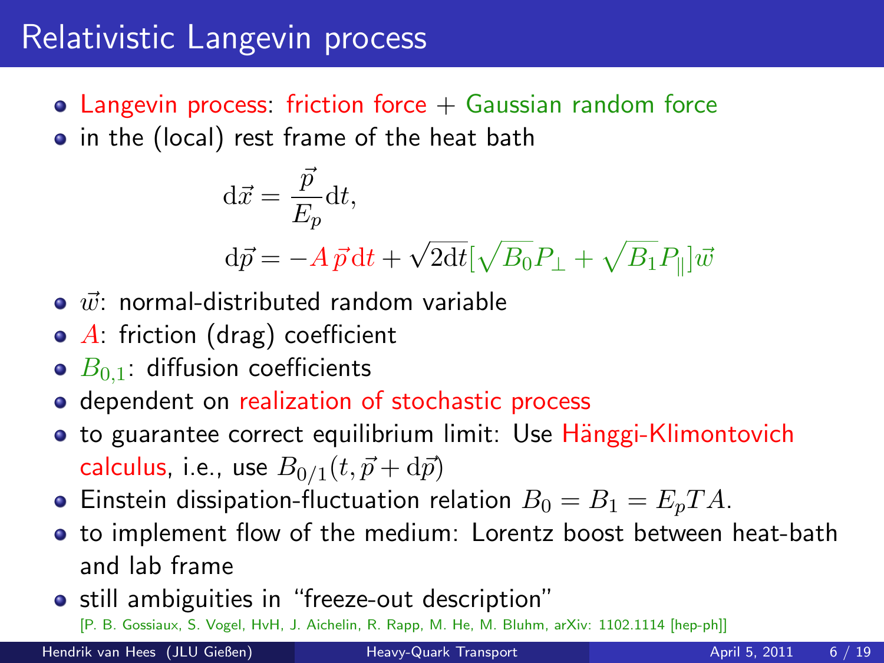# Relativistic Langevin process

- Langevin process: friction force + Gaussian random force
- in the (local) rest frame of the heat bath

$$\mathrm{d}\vec{x} = \frac{\vec{p}}{E_p}\mathrm{d}t,$$

$$\mathrm{d}\vec{p} = -A\,\vec{p}\,\mathrm{d}t + \sqrt{2\mathrm{d}t}[\sqrt{B_0}P_\perp + \sqrt{B_1}P_\parallel]\vec{w}$$

- $\vec{w}$: normal-distributed random variable
- $A$: friction (drag) coefficient
- $B_{0,1}$: diffusion coefficients
- dependent on realization of stochastic process
- to guarantee correct equilibrium limit: Use Hänggi-Klimontovich calculus, i.e., use $B_{0/1}(t, \vec{p} + \mathrm{d}\vec{p})$
- Einstein dissipation-fluctuation relation $B_0 = B_1 = E_p T A$.
- to implement flow of the medium: Lorentz boost between heat-bath and lab frame
- still ambiguities in "freeze-out description"

[P. B. Gossiaux, S. Vogel, HvH, J. Aichelin, R. Rapp, M. He, M. Bluhm, arXiv: 1102.1114 [hep-ph]]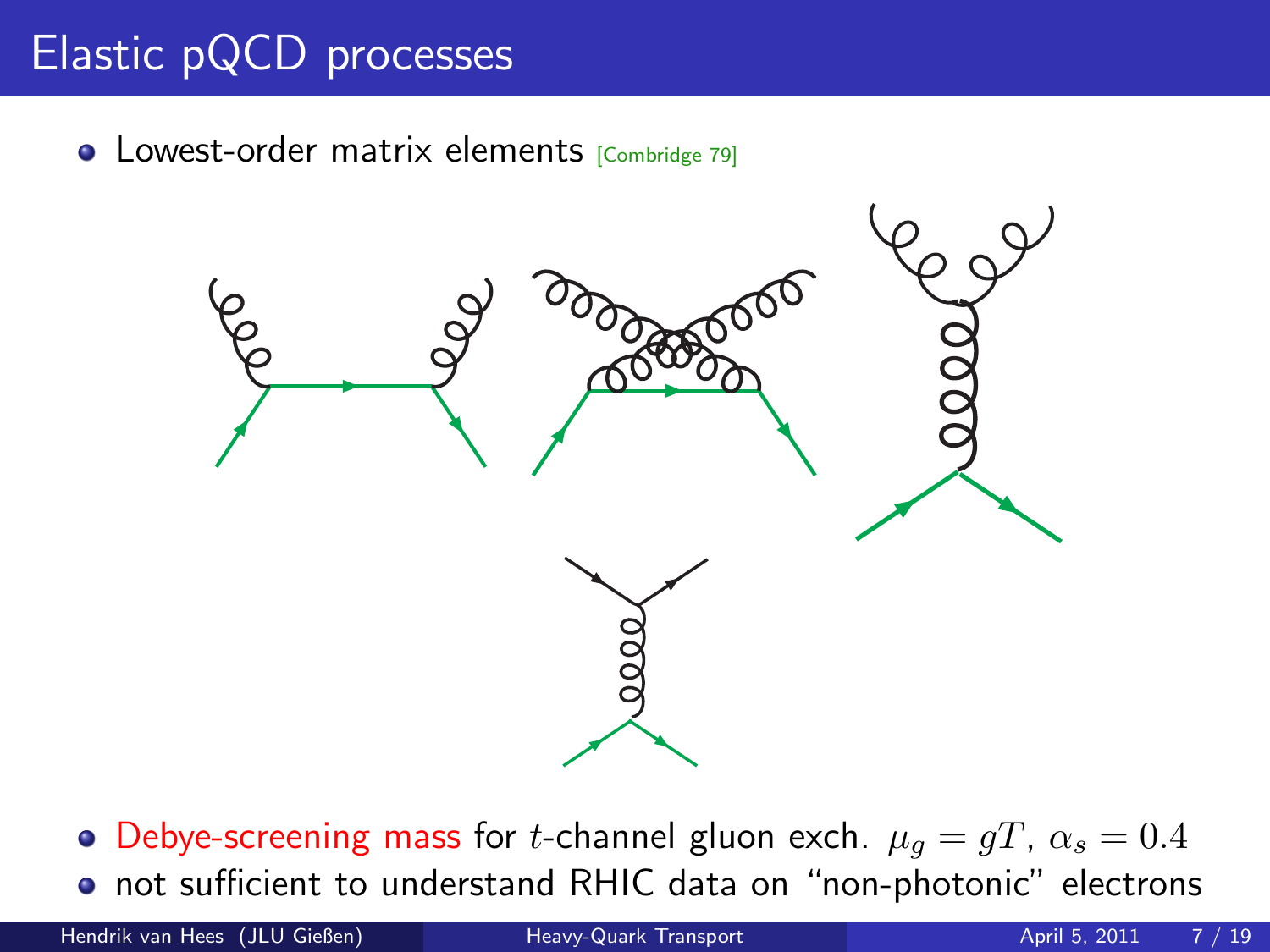# Elastic pQCD processes

- Lowest-order matrix elements [Combridge 79]

- Debye-screening mass for $t$-channel gluon exch. $\mu_g = gT$, $\alpha_s = 0.4$
- not sufficient to understand RHIC data on "non-photonic" electrons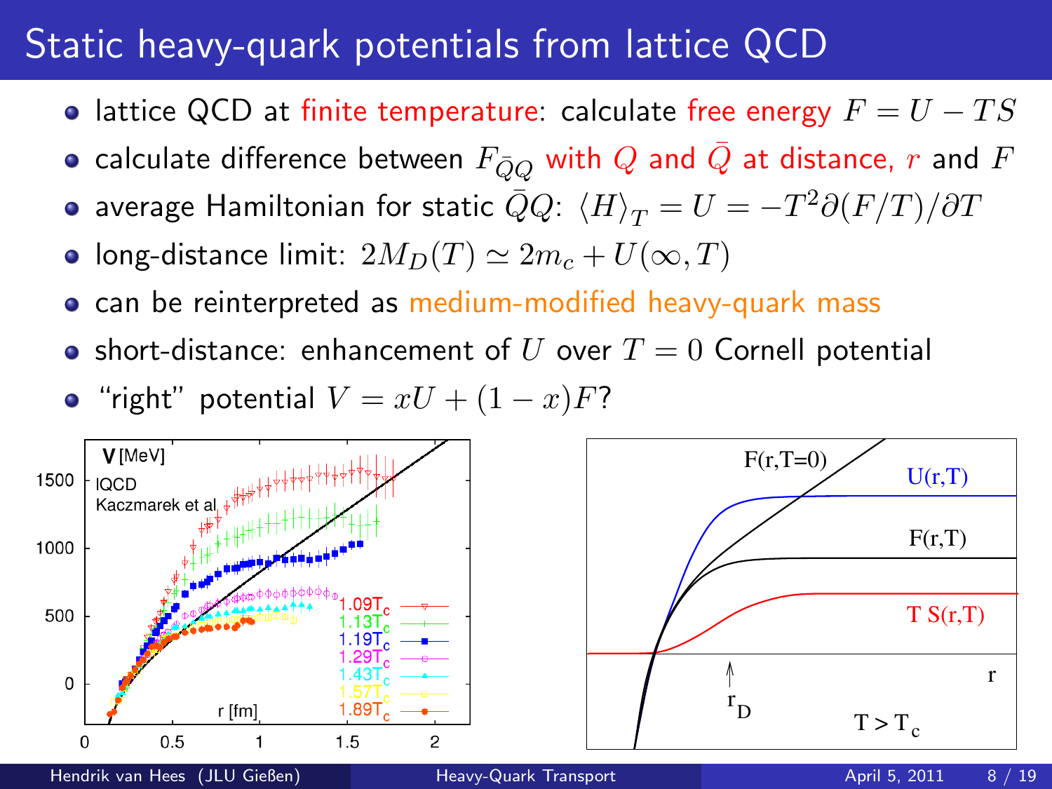# Static heavy-quark potentials from lattice QCD

- lattice QCD at finite temperature: calculate free energy $F = U - TS$
- calculate difference between $F_{\bar{Q}Q}$ with $Q$ and $\bar{Q}$ at distance, $r$ and $F$
- average Hamiltonian for static $\bar{Q}Q$: $\langle H \rangle_T = U = -T^2 \partial(F/T)/\partial T$
- long-distance limit: $2M_D(T) \simeq 2m_c + U(\infty, T)$
- can be reinterpreted as medium-modified heavy-quark mass
- short-distance: enhancement of $U$ over $T = 0$ Cornell potential
- "right" potential $V = xU + (1-x)F$?

V [MeV]
lQCD
Kaczmarek et al
1500
1000
500
0
0
0.5
1
1.5
2
r [fm]
1.09T$_c$
1.13T$_c$
1.19T$_c$
1.29T$_c$
1.43T$_c$
1.57T$_c$
1.89T$_c$

F(r,T=0)
U(r,T)
F(r,T)
T S(r,T)
r
r$_D$
T > T$_c$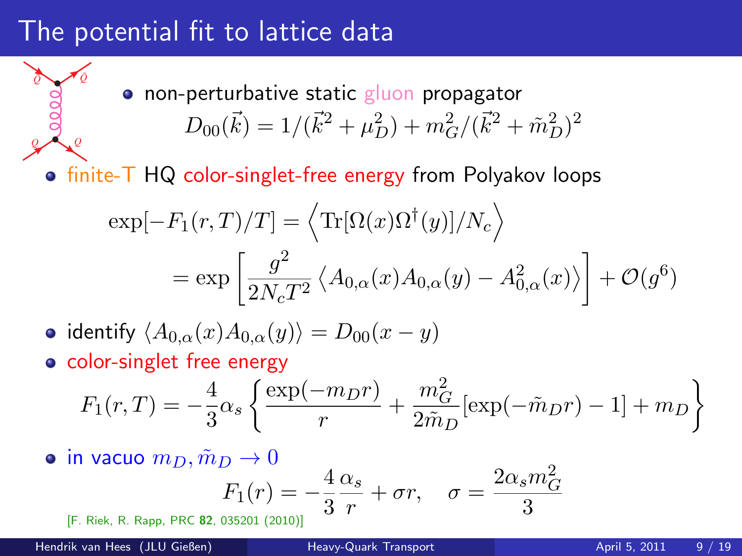# The potential fit to lattice data

- non-perturbative static gluon propagator

$$D_{00}(\vec{k}) = 1/(\vec{k}^2 + \mu_D^2) + m_G^2/(\vec{k}^2 + \tilde{m}_D^2)^2$$

- finite-T HQ color-singlet-free energy from Polyakov loops

$$\exp[-F_1(r,T)/T] = \left\langle \mathrm{Tr}[\Omega(x)\Omega^\dagger(y)]/N_c \right\rangle$$

$$= \exp\left[\frac{g^2}{2N_c T^2}\left\langle A_{0,\alpha}(x)A_{0,\alpha}(y) - A_{0,\alpha}^2(x)\right\rangle\right] + \mathcal{O}(g^6)$$

- identify $\langle A_{0,\alpha}(x)A_{0,\alpha}(y)\rangle = D_{00}(x-y)$
- color-singlet free energy

$$F_1(r,T) = -\frac{4}{3}\alpha_s\left\{\frac{\exp(-m_D r)}{r} + \frac{m_G^2}{2\tilde{m}_D}[\exp(-\tilde{m}_D r) - 1] + m_D\right\}$$

- in vacuo $m_D, \tilde{m}_D \to 0$

$$F_1(r) = -\frac{4}{3}\frac{\alpha_s}{r} + \sigma r, \quad \sigma = \frac{2\alpha_s m_G^2}{3}$$

[F. Riek, R. Rapp, PRC **82**, 035201 (2010)]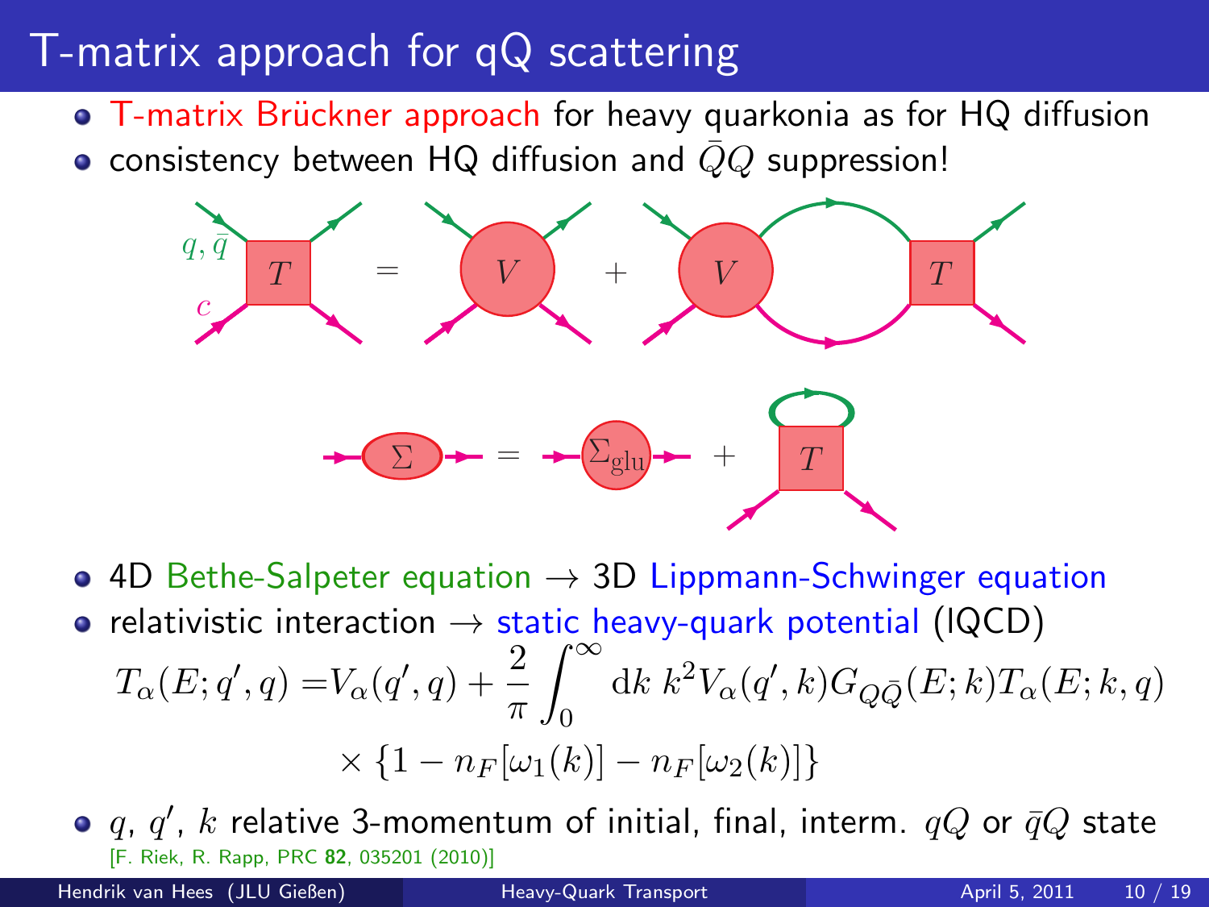# T-matrix approach for qQ scattering

- T-matrix Brückner approach for heavy quarkonia as for HQ diffusion
- consistency between HQ diffusion and $\bar{Q}Q$ suppression!

$q, \bar{q}$

$c$

$T$ = $V$ + $V$ $T$

$\Sigma$ = $\Sigma_{\text{glu}}$ + $T$

- 4D Bethe-Salpeter equation → 3D Lippmann-Schwinger equation
- relativistic interaction → static heavy-quark potential (lQCD)

$$T_\alpha(E; q', q) = V_\alpha(q', q) + \frac{2}{\pi} \int_0^\infty \mathrm{d}k \; k^2 V_\alpha(q', k) G_{Q\bar{Q}}(E; k) T_\alpha(E; k, q) \times \{1 - n_F[\omega_1(k)] - n_F[\omega_2(k)]\}$$

- $q$, $q'$, $k$ relative 3-momentum of initial, final, interm. $qQ$ or $\bar{q}Q$ state

[F. Riek, R. Rapp, PRC **82**, 035201 (2010)]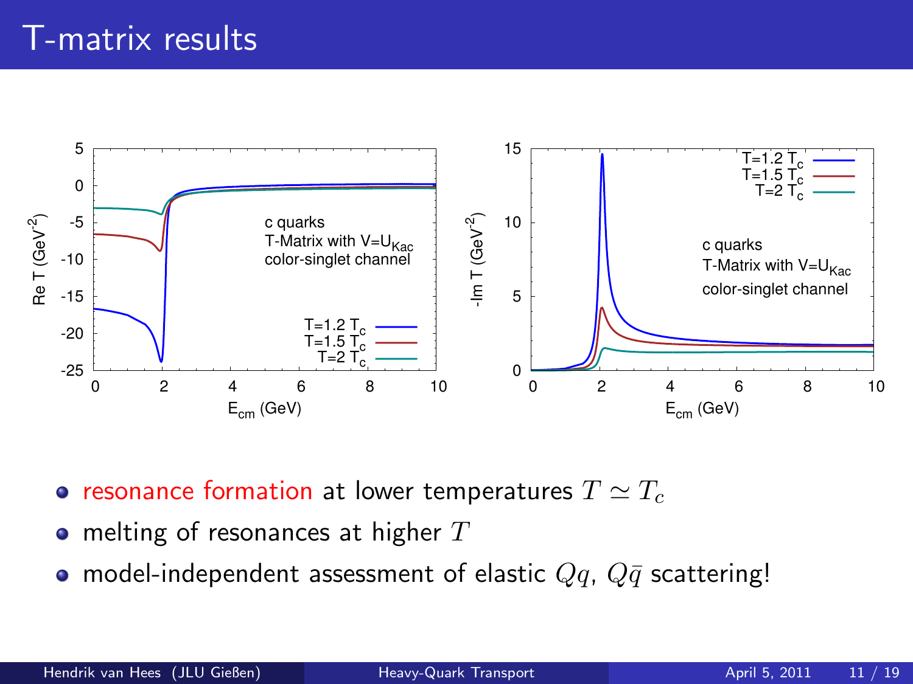# T-matrix results

- resonance formation at lower temperatures $T \simeq T_c$
- melting of resonances at higher $T$
- model-independent assessment of elastic $Qq$, $Q\bar{q}$ scattering!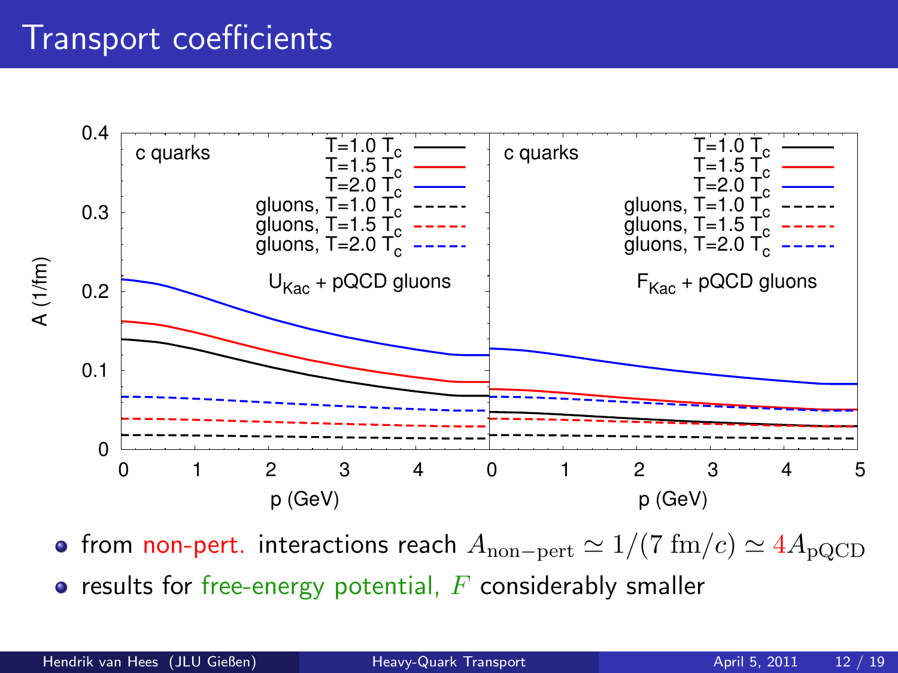# Transport coefficients

c quarks

T=1.0 $T_c$
T=1.5 $T_c$
T=2.0 $T_c$
gluons, T=1.0 $T_c$
gluons, T=1.5 $T_c$
gluons, T=2.0 $T_c$

$U_{Kac}$ + pQCD gluons

c quarks

T=1.0 $T_c$
T=1.5 $T_c$
T=2.0 $T_c$
gluons, T=1.0 $T_c$
gluons, T=1.5 $T_c$
gluons, T=2.0 $T_c$

$F_{Kac}$ + pQCD gluons

A (1/fm)

0 0.1 0.2 0.3 0.4

p (GeV)

0 1 2 3 4 0 1 2 3 4 5

- from non-pert. interactions reach $A_{\mathrm{non-pert}} \simeq 1/(7 \text{ fm}/c) \simeq 4 A_{\mathrm{pQCD}}$
- results for free-energy potential, $F$ considerably smaller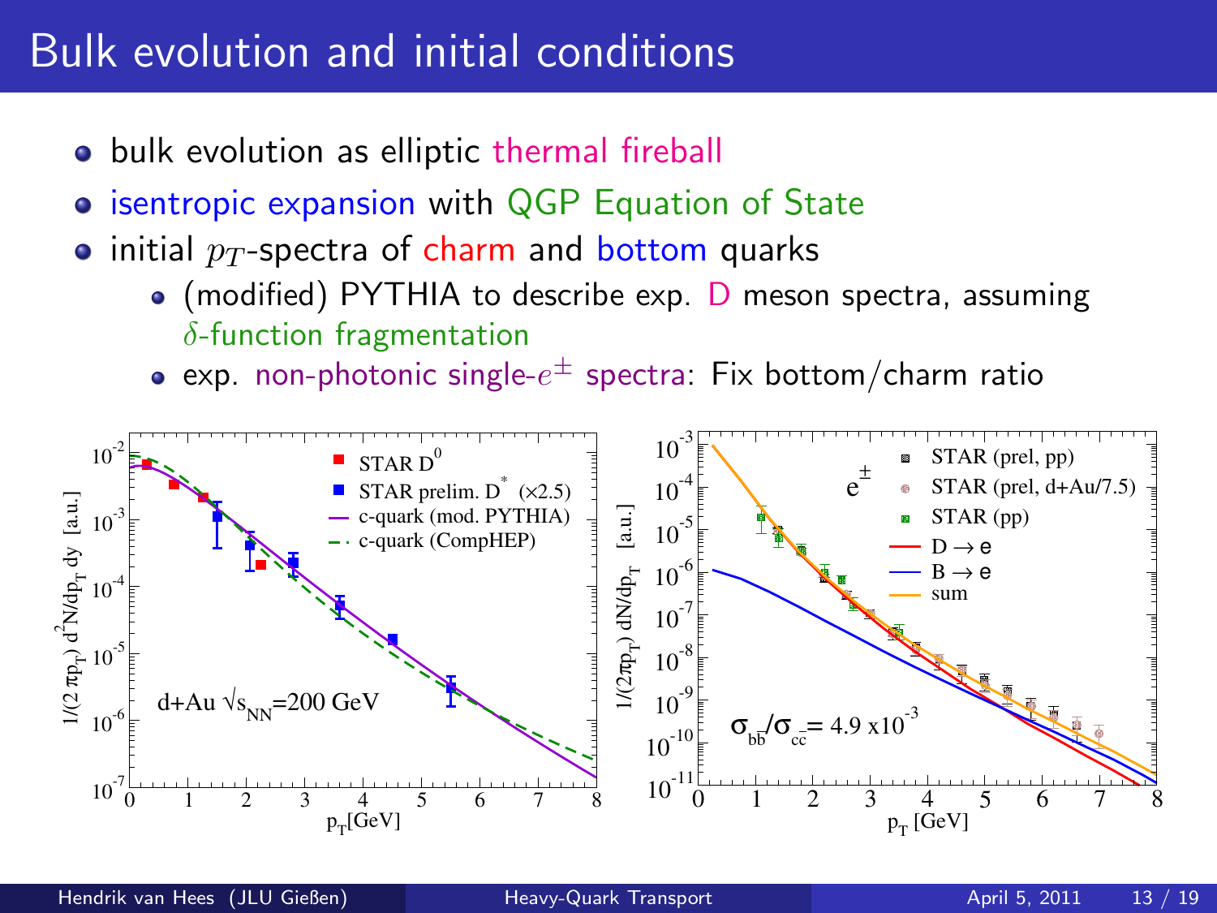# Bulk evolution and initial conditions

- bulk evolution as elliptic thermal fireball
- isentropic expansion with QGP Equation of State
- initial $p_T$-spectra of charm and bottom quarks
  - (modified) PYTHIA to describe exp. D meson spectra, assuming $\delta$-function fragmentation
  - exp. non-photonic single-$e^{\pm}$ spectra: Fix bottom/charm ratio

$1/(2\pi p_T)\, d^2N/dp_T\, dy$ [a.u.]

$p_T$[GeV]

STAR $D^0$

STAR prelim. $D^*$ (×2.5)

c-quark (mod. PYTHIA)

c-quark (CompHEP)

d+Au $\sqrt{s_{NN}}$=200 GeV

$1/(2\pi p_T)\, dN/dp_T$ [a.u.]

$p_T$ [GeV]

$e^{\pm}$

STAR (prel, pp)

STAR (prel, d+Au/7.5)

STAR (pp)

D → e

B → e

sum

$\sigma_{b\bar{b}}/\sigma_{c\bar{c}}$= 4.9 x$10^{-3}$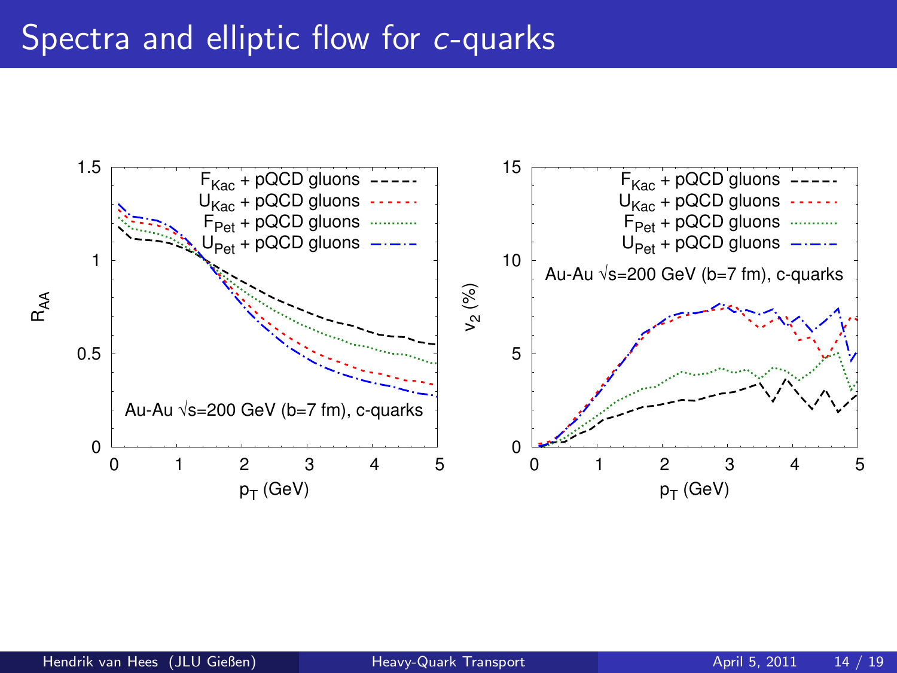# Spectra and elliptic flow for $c$-quarks

$R_{AA}$

$F_{Kac}$ + pQCD gluons
$U_{Kac}$ + pQCD gluons
$F_{Pet}$ + pQCD gluons
$U_{Pet}$ + pQCD gluons

Au-Au $\sqrt{s}$=200 GeV (b=7 fm), c-quarks

1.5
1
0.5
0

0 1 2 3 4 5

$p_T$ (GeV)

$v_2$ (%)

$F_{Kac}$ + pQCD gluons
$U_{Kac}$ + pQCD gluons
$F_{Pet}$ + pQCD gluons
$U_{Pet}$ + pQCD gluons

Au-Au $\sqrt{s}$=200 GeV (b=7 fm), c-quarks

15
10
5
0

0 1 2 3 4 5

$p_T$ (GeV)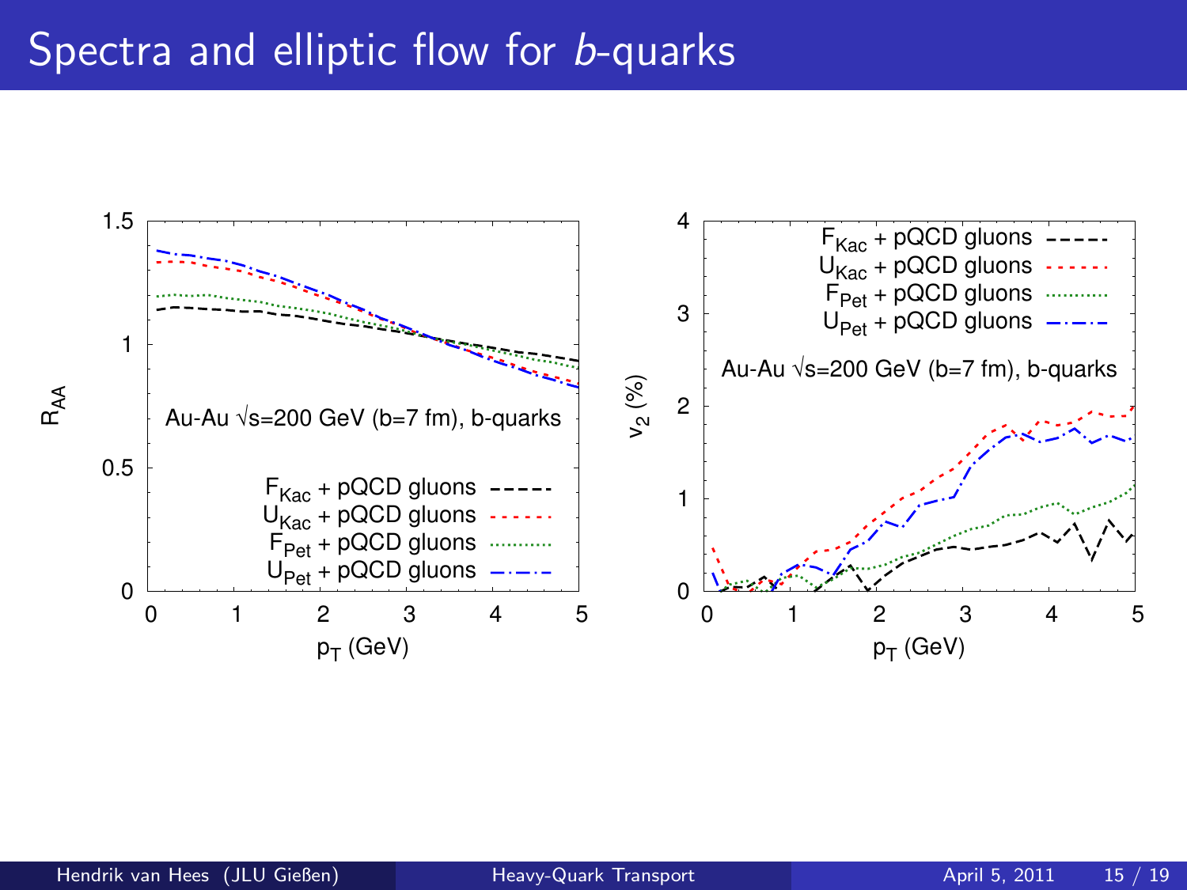# Spectra and elliptic flow for *b*-quarks

$R_{AA}$

1.5

1

0.5

0

0 1 2 3 4 5

$p_T$ (GeV)

Au-Au $\sqrt{s}$=200 GeV (b=7 fm), b-quarks

$F_{Kac}$ + pQCD gluons

$U_{Kac}$ + pQCD gluons

$F_{Pet}$ + pQCD gluons

$U_{Pet}$ + pQCD gluons

$v_2$ (%)

4

3

2

1

0

0 1 2 3 4 5

$p_T$ (GeV)

$F_{Kac}$ + pQCD gluons

$U_{Kac}$ + pQCD gluons

$F_{Pet}$ + pQCD gluons

$U_{Pet}$ + pQCD gluons

Au-Au $\sqrt{s}$=200 GeV (b=7 fm), b-quarks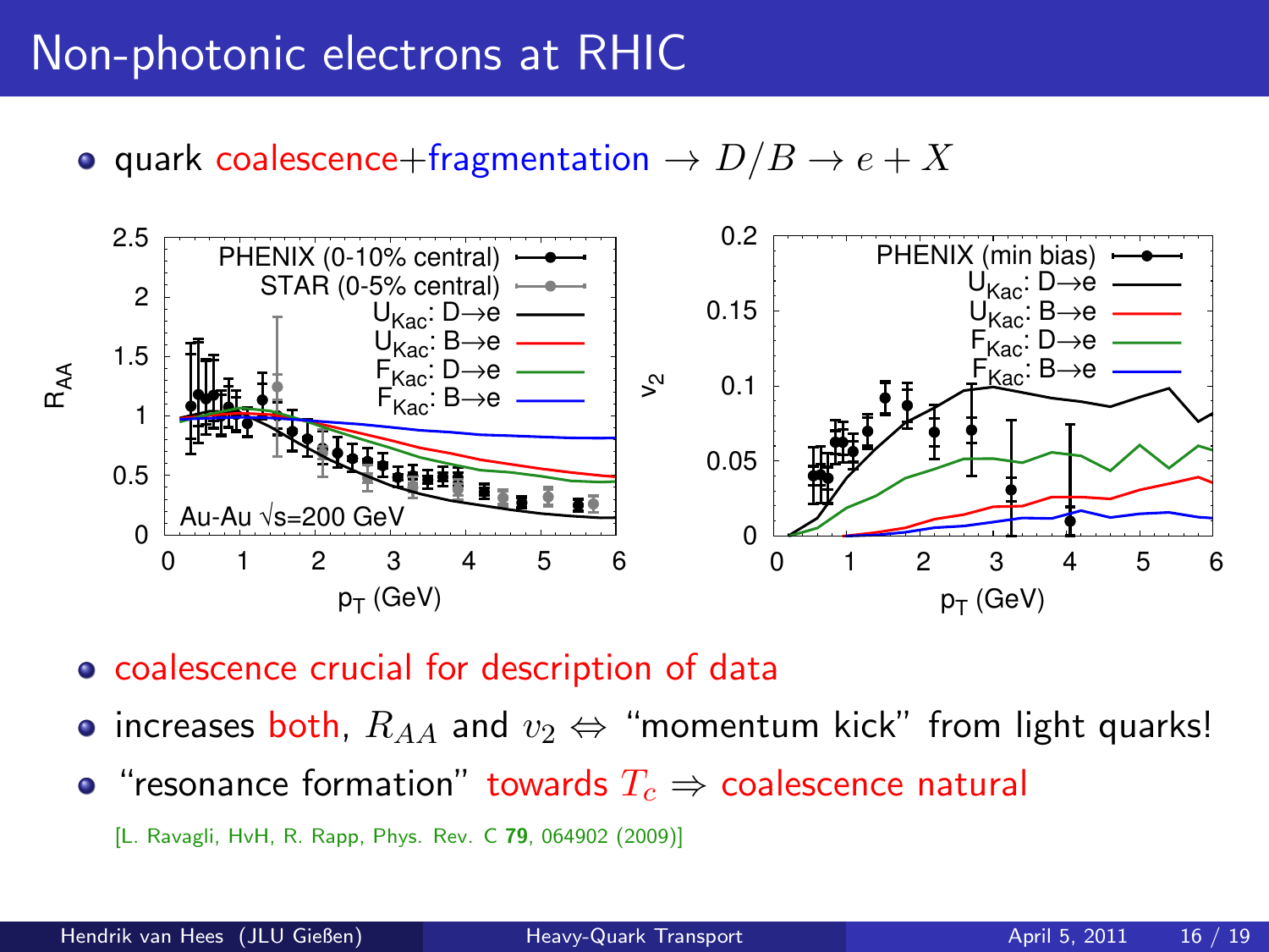# Non-photonic electrons at RHIC

- quark coalescence+fragmentation $\rightarrow D/B \rightarrow e + X$

PHENIX (0-10% central)
STAR (0-5% central)
$U_{Kac}$: D→e
$U_{Kac}$: B→e
$F_{Kac}$: D→e
$F_{Kac}$: B→e
Au-Au √s=200 GeV
$R_{AA}$
$p_T$ (GeV)
0
0.5
1
1.5
2
2.5
0
1
2
3
4
5
6

PHENIX (min bias)
$U_{Kac}$: D→e
$U_{Kac}$: B→e
$F_{Kac}$: D→e
$F_{Kac}$: B→e
$v_2$
$p_T$ (GeV)
0
0.05
0.1
0.15
0.2
0
1
2
3
4
5
6

- coalescence crucial for description of data
- increases both, $R_{AA}$ and $v_2 \Leftrightarrow$ "momentum kick" from light quarks!
- "resonance formation" towards $T_c \Rightarrow$ coalescence natural

[L. Ravagli, HvH, R. Rapp, Phys. Rev. C **79**, 064902 (2009)]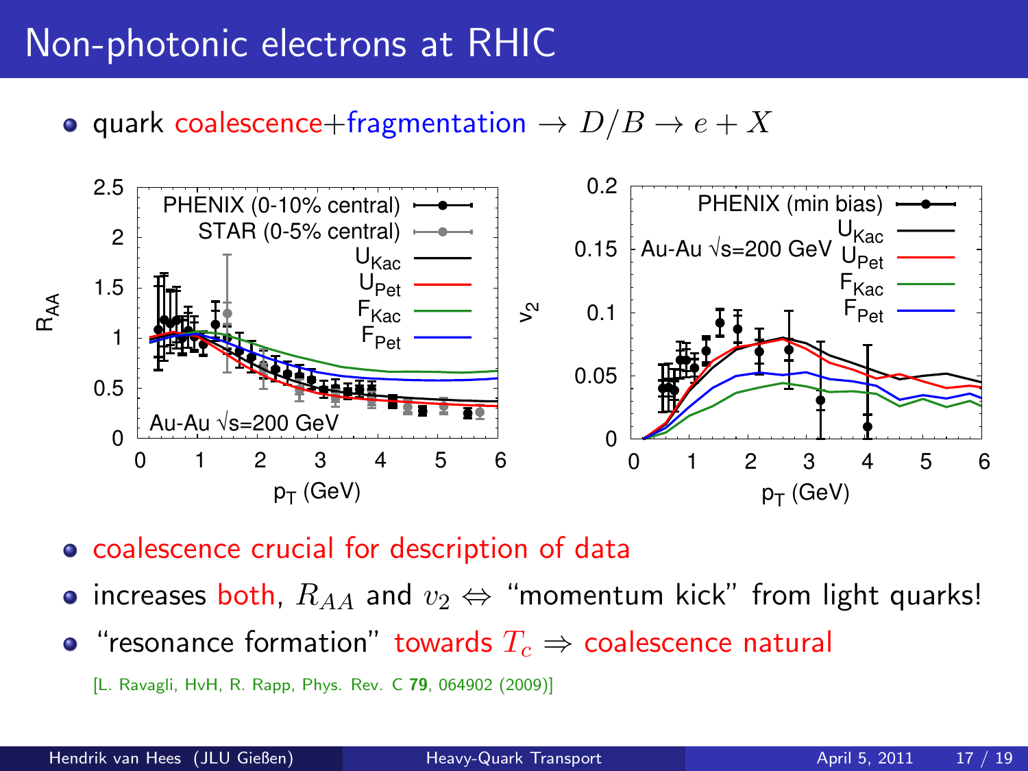# Non-photonic electrons at RHIC

- quark coalescence+fragmentation $\rightarrow D/B \rightarrow e + X$

PHENIX (0-10% central)
STAR (0-5% central)
$U_{Kac}$
$U_{Pet}$
$F_{Kac}$
$F_{Pet}$
Au-Au √s=200 GeV
$R_{AA}$
$p_T$ (GeV)

PHENIX (min bias)
$U_{Kac}$
$U_{Pet}$
$F_{Kac}$
$F_{Pet}$
Au-Au √s=200 GeV
$v_2$
$p_T$ (GeV)

- coalescence crucial for description of data
- increases both, $R_{AA}$ and $v_2$ $\Leftrightarrow$ "momentum kick" from light quarks!
- "resonance formation" towards $T_c \Rightarrow$ coalescence natural

[L. Ravagli, HvH, R. Rapp, Phys. Rev. C **79**, 064902 (2009)]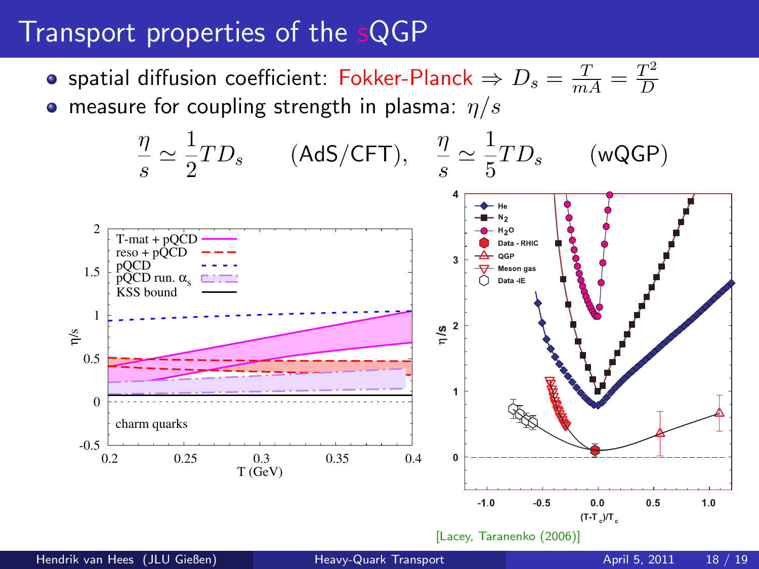# Transport properties of the sQGP

- spatial diffusion coefficient: Fokker-Planck $\Rightarrow D_s = \frac{T}{mA} = \frac{T^2}{D}$
- measure for coupling strength in plasma: $\eta/s$

$$\frac{\eta}{s} \simeq \frac{1}{2} T D_s \qquad \text{(AdS/CFT)}, \qquad \frac{\eta}{s} \simeq \frac{1}{5} T D_s \qquad \text{(wQGP)}$$

[Lacey, Taranenko (2006)]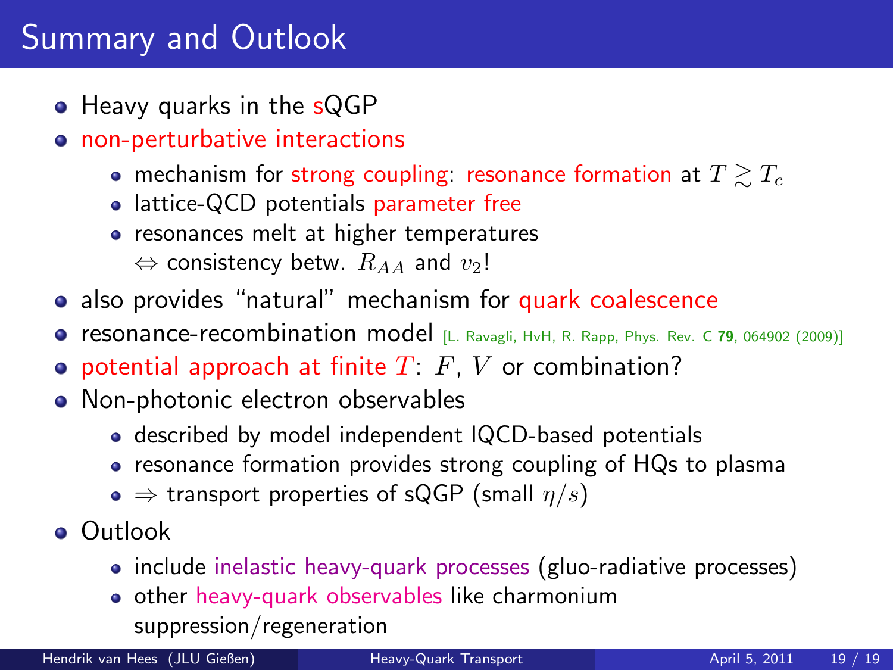# Summary and Outlook

- Heavy quarks in the sQGP
- non-perturbative interactions
  - mechanism for strong coupling: resonance formation at $T \gtrsim T_c$
  - lattice-QCD potentials parameter free
  - resonances melt at higher temperatures
    $\Leftrightarrow$ consistency betw. $R_{AA}$ and $v_2$!
- also provides "natural" mechanism for quark coalescence
- resonance-recombination model [L. Ravagli, HvH, R. Rapp, Phys. Rev. C **79**, 064902 (2009)]
- potential approach at finite $T$: $F$, $V$ or combination?
- Non-photonic electron observables
  - described by model independent lQCD-based potentials
  - resonance formation provides strong coupling of HQs to plasma
  - $\Rightarrow$ transport properties of sQGP (small $\eta/s$)
- Outlook
  - include inelastic heavy-quark processes (gluo-radiative processes)
  - other heavy-quark observables like charmonium suppression/regeneration